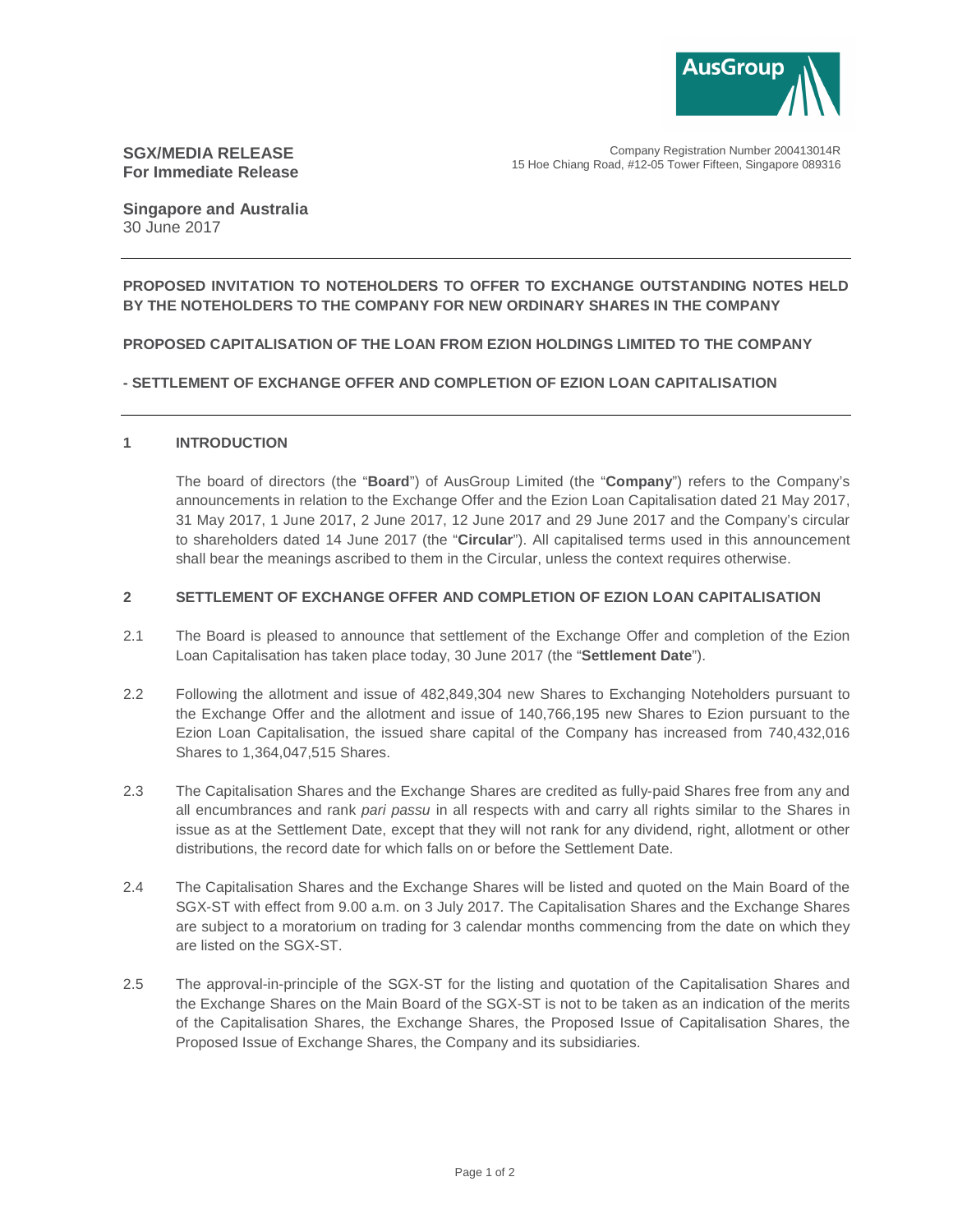AusGroup

**SGX/MEDIA RELEASE**
**For Immediate Release**

Company Registration Number 200413014R
15 Hoe Chiang Road, #12-05 Tower Fifteen, Singapore 089316

**Singapore and Australia**
30 June 2017

---

**PROPOSED INVITATION TO NOTEHOLDERS TO OFFER TO EXCHANGE OUTSTANDING NOTES HELD BY THE NOTEHOLDERS TO THE COMPANY FOR NEW ORDINARY SHARES IN THE COMPANY**

**PROPOSED CAPITALISATION OF THE LOAN FROM EZION HOLDINGS LIMITED TO THE COMPANY**

**- SETTLEMENT OF EXCHANGE OFFER AND COMPLETION OF EZION LOAN CAPITALISATION**

---

## 1 INTRODUCTION

The board of directors (the "**Board**") of AusGroup Limited (the "**Company**") refers to the Company's announcements in relation to the Exchange Offer and the Ezion Loan Capitalisation dated 21 May 2017, 31 May 2017, 1 June 2017, 2 June 2017, 12 June 2017 and 29 June 2017 and the Company's circular to shareholders dated 14 June 2017 (the "**Circular**"). All capitalised terms used in this announcement shall bear the meanings ascribed to them in the Circular, unless the context requires otherwise.

## 2 SETTLEMENT OF EXCHANGE OFFER AND COMPLETION OF EZION LOAN CAPITALISATION

2.1 The Board is pleased to announce that settlement of the Exchange Offer and completion of the Ezion Loan Capitalisation has taken place today, 30 June 2017 (the "**Settlement Date**").

2.2 Following the allotment and issue of 482,849,304 new Shares to Exchanging Noteholders pursuant to the Exchange Offer and the allotment and issue of 140,766,195 new Shares to Ezion pursuant to the Ezion Loan Capitalisation, the issued share capital of the Company has increased from 740,432,016 Shares to 1,364,047,515 Shares.

2.3 The Capitalisation Shares and the Exchange Shares are credited as fully-paid Shares free from any and all encumbrances and rank *pari passu* in all respects with and carry all rights similar to the Shares in issue as at the Settlement Date, except that they will not rank for any dividend, right, allotment or other distributions, the record date for which falls on or before the Settlement Date.

2.4 The Capitalisation Shares and the Exchange Shares will be listed and quoted on the Main Board of the SGX-ST with effect from 9.00 a.m. on 3 July 2017. The Capitalisation Shares and the Exchange Shares are subject to a moratorium on trading for 3 calendar months commencing from the date on which they are listed on the SGX-ST.

2.5 The approval-in-principle of the SGX-ST for the listing and quotation of the Capitalisation Shares and the Exchange Shares on the Main Board of the SGX-ST is not to be taken as an indication of the merits of the Capitalisation Shares, the Exchange Shares, the Proposed Issue of Capitalisation Shares, the Proposed Issue of Exchange Shares, the Company and its subsidiaries.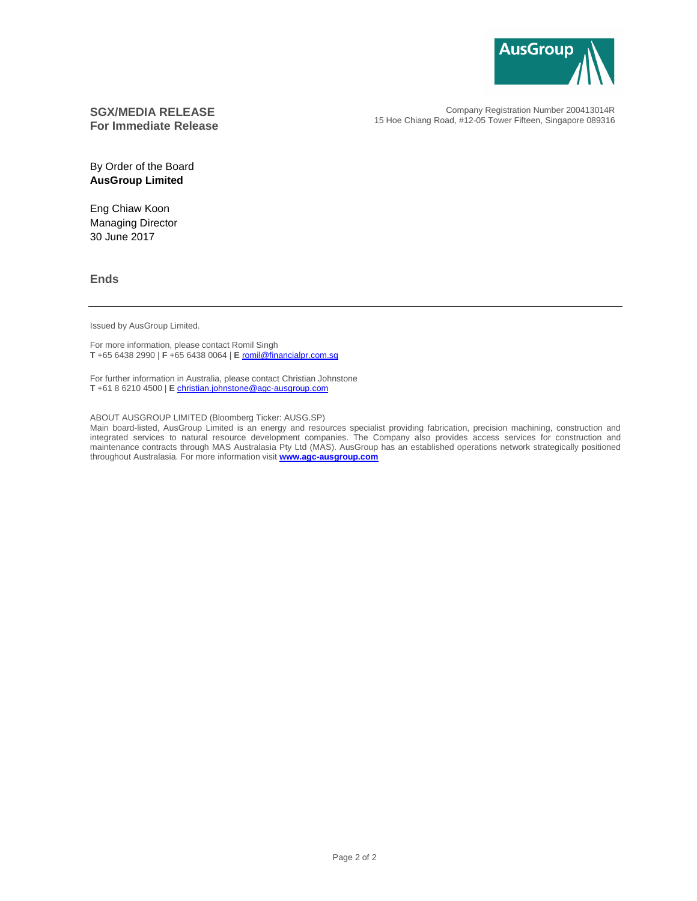**SGX/MEDIA RELEASE**
**For Immediate Release**

Company Registration Number 200413014R
15 Hoe Chiang Road, #12-05 Tower Fifteen, Singapore 089316

By Order of the Board
**AusGroup Limited**

Eng Chiaw Koon
Managing Director
30 June 2017

**Ends**

---

Issued by AusGroup Limited.

For more information, please contact Romil Singh
**T** +65 6438 2990 | **F** +65 6438 0064 | **E** romil@financialpr.com.sg

For further information in Australia, please contact Christian Johnstone
**T** +61 8 6210 4500 | **E** christian.johnstone@agc-ausgroup.com

ABOUT AUSGROUP LIMITED (Bloomberg Ticker: AUSG.SP)
Main board-listed, AusGroup Limited is an energy and resources specialist providing fabrication, precision machining, construction and integrated services to natural resource development companies. The Company also provides access services for construction and maintenance contracts through MAS Australasia Pty Ltd (MAS). AusGroup has an established operations network strategically positioned throughout Australasia. For more information visit **www.agc-ausgroup.com**